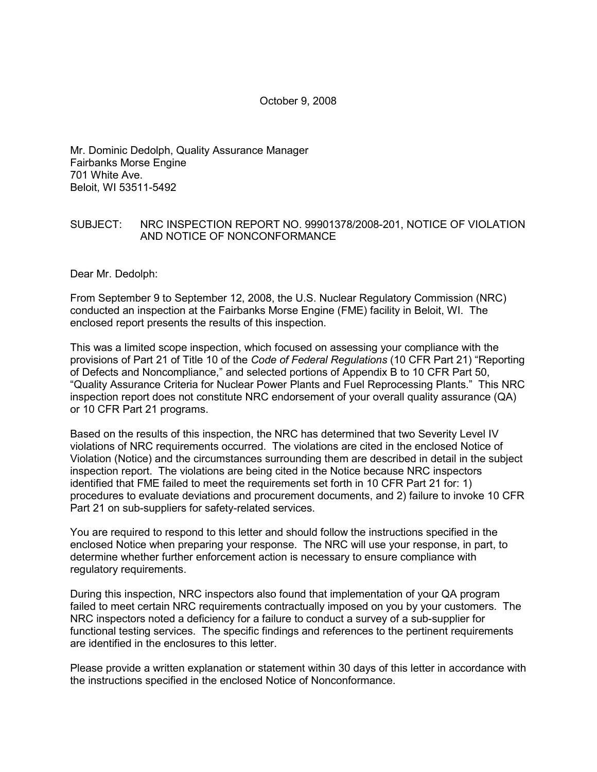October 9, 2008

Mr. Dominic Dedolph, Quality Assurance Manager
Fairbanks Morse Engine
701 White Ave.
Beloit, WI 53511-5492

SUBJECT: NRC INSPECTION REPORT NO. 99901378/2008-201, NOTICE OF VIOLATION AND NOTICE OF NONCONFORMANCE

Dear Mr. Dedolph:

From September 9 to September 12, 2008, the U.S. Nuclear Regulatory Commission (NRC) conducted an inspection at the Fairbanks Morse Engine (FME) facility in Beloit, WI. The enclosed report presents the results of this inspection.

This was a limited scope inspection, which focused on assessing your compliance with the provisions of Part 21 of Title 10 of the *Code of Federal Regulations* (10 CFR Part 21) "Reporting of Defects and Noncompliance," and selected portions of Appendix B to 10 CFR Part 50, "Quality Assurance Criteria for Nuclear Power Plants and Fuel Reprocessing Plants." This NRC inspection report does not constitute NRC endorsement of your overall quality assurance (QA) or 10 CFR Part 21 programs.

Based on the results of this inspection, the NRC has determined that two Severity Level IV violations of NRC requirements occurred. The violations are cited in the enclosed Notice of Violation (Notice) and the circumstances surrounding them are described in detail in the subject inspection report. The violations are being cited in the Notice because NRC inspectors identified that FME failed to meet the requirements set forth in 10 CFR Part 21 for: 1) procedures to evaluate deviations and procurement documents, and 2) failure to invoke 10 CFR Part 21 on sub-suppliers for safety-related services.

You are required to respond to this letter and should follow the instructions specified in the enclosed Notice when preparing your response. The NRC will use your response, in part, to determine whether further enforcement action is necessary to ensure compliance with regulatory requirements.

During this inspection, NRC inspectors also found that implementation of your QA program failed to meet certain NRC requirements contractually imposed on you by your customers. The NRC inspectors noted a deficiency for a failure to conduct a survey of a sub-supplier for functional testing services. The specific findings and references to the pertinent requirements are identified in the enclosures to this letter.

Please provide a written explanation or statement within 30 days of this letter in accordance with the instructions specified in the enclosed Notice of Nonconformance.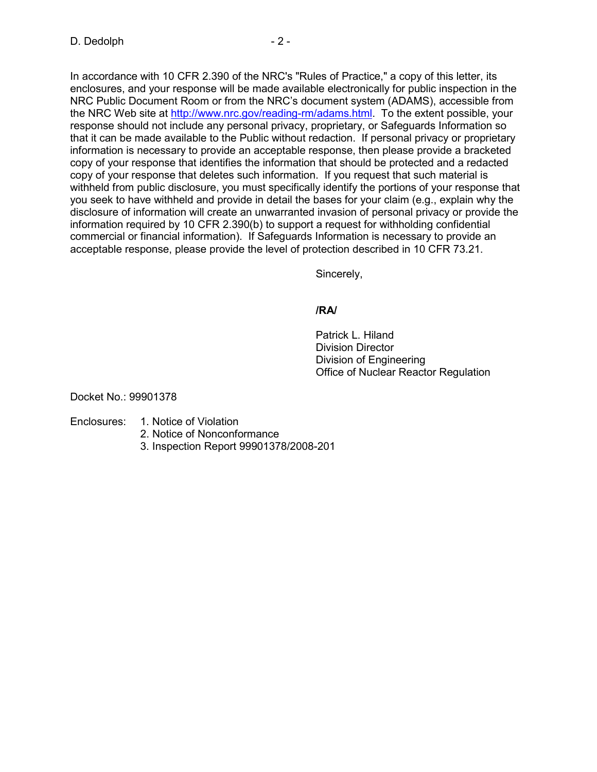In accordance with 10 CFR 2.390 of the NRC's "Rules of Practice," a copy of this letter, its enclosures, and your response will be made available electronically for public inspection in the NRC Public Document Room or from the NRC's document system (ADAMS), accessible from the NRC Web site at http://www.nrc.gov/reading-rm/adams.html. To the extent possible, your response should not include any personal privacy, proprietary, or Safeguards Information so that it can be made available to the Public without redaction. If personal privacy or proprietary information is necessary to provide an acceptable response, then please provide a bracketed copy of your response that identifies the information that should be protected and a redacted copy of your response that deletes such information. If you request that such material is withheld from public disclosure, you must specifically identify the portions of your response that you seek to have withheld and provide in detail the bases for your claim (e.g., explain why the disclosure of information will create an unwarranted invasion of personal privacy or provide the information required by 10 CFR 2.390(b) to support a request for withholding confidential commercial or financial information). If Safeguards Information is necessary to provide an acceptable response, please provide the level of protection described in 10 CFR 73.21.

Sincerely,

**/RA/**

Patrick L. Hiland
Division Director
Division of Engineering
Office of Nuclear Reactor Regulation

Docket No.: 99901378

Enclosures:
1. Notice of Violation
2. Notice of Nonconformance
3. Inspection Report 99901378/2008-201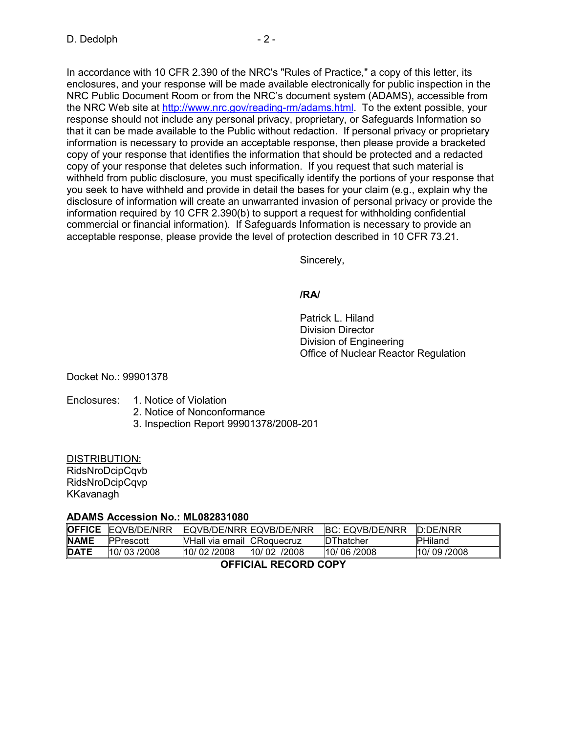In accordance with 10 CFR 2.390 of the NRC's "Rules of Practice," a copy of this letter, its enclosures, and your response will be made available electronically for public inspection in the NRC Public Document Room or from the NRC's document system (ADAMS), accessible from the NRC Web site at http://www.nrc.gov/reading-rm/adams.html. To the extent possible, your response should not include any personal privacy, proprietary, or Safeguards Information so that it can be made available to the Public without redaction. If personal privacy or proprietary information is necessary to provide an acceptable response, then please provide a bracketed copy of your response that identifies the information that should be protected and a redacted copy of your response that deletes such information. If you request that such material is withheld from public disclosure, you must specifically identify the portions of your response that you seek to have withheld and provide in detail the bases for your claim (e.g., explain why the disclosure of information will create an unwarranted invasion of personal privacy or provide the information required by 10 CFR 2.390(b) to support a request for withholding confidential commercial or financial information). If Safeguards Information is necessary to provide an acceptable response, please provide the level of protection described in 10 CFR 73.21.

Sincerely,

**/RA/**

Patrick L. Hiland
Division Director
Division of Engineering
Office of Nuclear Reactor Regulation

Docket No.: 99901378

Enclosures:
1. Notice of Violation
2. Notice of Nonconformance
3. Inspection Report 99901378/2008-201

DISTRIBUTION:
RidsNroDcipCqvb
RidsNroDcipCqvp
KKavanagh

**ADAMS Accession No.: ML082831080**

| **OFFICE** | EQVB/DE/NRR | EQVB/DE/NRR | EQVB/DE/NRR | BC: EQVB/DE/NRR | D:DE/NRR |
|---|---|---|---|---|---|
| **NAME** | PPrescott | VHall via email | CRoquecruz | DThatcher | PHiland |
| **DATE** | 10/ 03 /2008 | 10/ 02 /2008 | 10/ 02 /2008 | 10/ 06 /2008 | 10/ 09 /2008 |

**OFFICIAL RECORD COPY**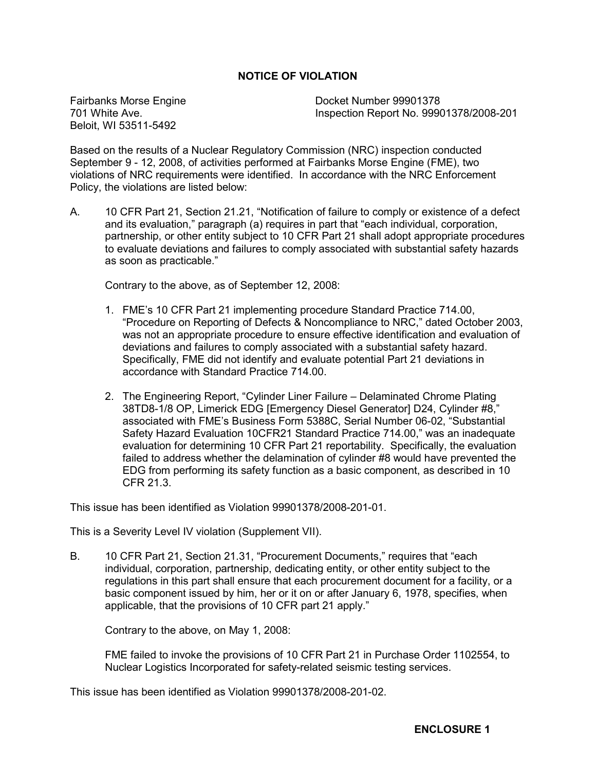# NOTICE OF VIOLATION

Fairbanks Morse Engine
701 White Ave.
Beloit, WI 53511-5492

Docket Number 99901378
Inspection Report No. 99901378/2008-201

Based on the results of a Nuclear Regulatory Commission (NRC) inspection conducted September 9 - 12, 2008, of activities performed at Fairbanks Morse Engine (FME), two violations of NRC requirements were identified. In accordance with the NRC Enforcement Policy, the violations are listed below:

A. 10 CFR Part 21, Section 21.21, "Notification of failure to comply or existence of a defect and its evaluation," paragraph (a) requires in part that "each individual, corporation, partnership, or other entity subject to 10 CFR Part 21 shall adopt appropriate procedures to evaluate deviations and failures to comply associated with substantial safety hazards as soon as practicable."

   Contrary to the above, as of September 12, 2008:

   1. FME's 10 CFR Part 21 implementing procedure Standard Practice 714.00, "Procedure on Reporting of Defects & Noncompliance to NRC," dated October 2003, was not an appropriate procedure to ensure effective identification and evaluation of deviations and failures to comply associated with a substantial safety hazard. Specifically, FME did not identify and evaluate potential Part 21 deviations in accordance with Standard Practice 714.00.

   2. The Engineering Report, "Cylinder Liner Failure – Delaminated Chrome Plating 38TD8-1/8 OP, Limerick EDG [Emergency Diesel Generator] D24, Cylinder #8," associated with FME's Business Form 5388C, Serial Number 06-02, "Substantial Safety Hazard Evaluation 10CFR21 Standard Practice 714.00," was an inadequate evaluation for determining 10 CFR Part 21 reportability. Specifically, the evaluation failed to address whether the delamination of cylinder #8 would have prevented the EDG from performing its safety function as a basic component, as described in 10 CFR 21.3.

This issue has been identified as Violation 99901378/2008-201-01.

This is a Severity Level IV violation (Supplement VII).

B. 10 CFR Part 21, Section 21.31, "Procurement Documents," requires that "each individual, corporation, partnership, dedicating entity, or other entity subject to the regulations in this part shall ensure that each procurement document for a facility, or a basic component issued by him, her or it on or after January 6, 1978, specifies, when applicable, that the provisions of 10 CFR part 21 apply."

   Contrary to the above, on May 1, 2008:

   FME failed to invoke the provisions of 10 CFR Part 21 in Purchase Order 1102554, to Nuclear Logistics Incorporated for safety-related seismic testing services.

This issue has been identified as Violation 99901378/2008-201-02.

**ENCLOSURE 1**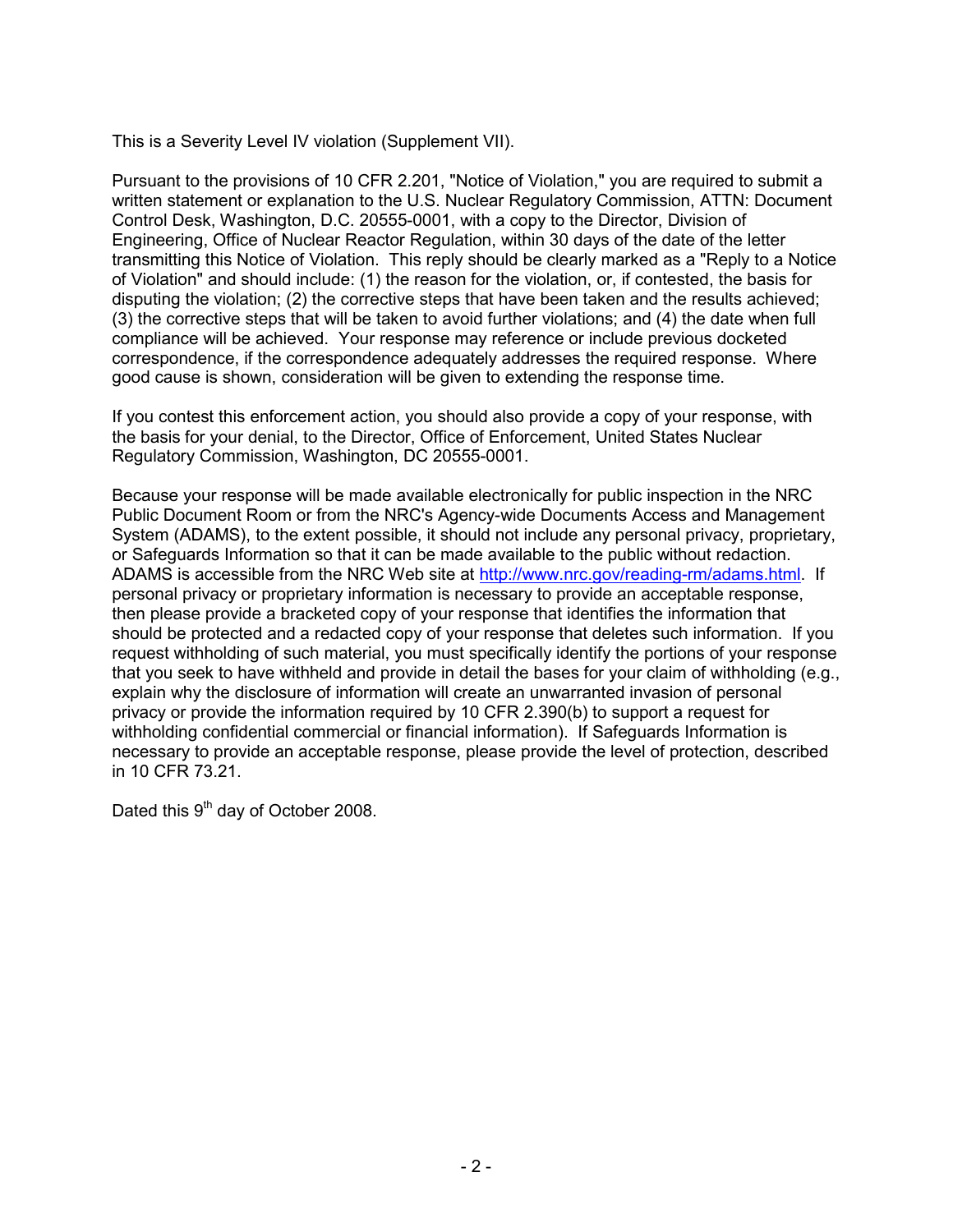This is a Severity Level IV violation (Supplement VII).

Pursuant to the provisions of 10 CFR 2.201, "Notice of Violation," you are required to submit a written statement or explanation to the U.S. Nuclear Regulatory Commission, ATTN: Document Control Desk, Washington, D.C. 20555-0001, with a copy to the Director, Division of Engineering, Office of Nuclear Reactor Regulation, within 30 days of the date of the letter transmitting this Notice of Violation. This reply should be clearly marked as a "Reply to a Notice of Violation" and should include: (1) the reason for the violation, or, if contested, the basis for disputing the violation; (2) the corrective steps that have been taken and the results achieved; (3) the corrective steps that will be taken to avoid further violations; and (4) the date when full compliance will be achieved. Your response may reference or include previous docketed correspondence, if the correspondence adequately addresses the required response. Where good cause is shown, consideration will be given to extending the response time.

If you contest this enforcement action, you should also provide a copy of your response, with the basis for your denial, to the Director, Office of Enforcement, United States Nuclear Regulatory Commission, Washington, DC 20555-0001.

Because your response will be made available electronically for public inspection in the NRC Public Document Room or from the NRC's Agency-wide Documents Access and Management System (ADAMS), to the extent possible, it should not include any personal privacy, proprietary, or Safeguards Information so that it can be made available to the public without redaction. ADAMS is accessible from the NRC Web site at http://www.nrc.gov/reading-rm/adams.html. If personal privacy or proprietary information is necessary to provide an acceptable response, then please provide a bracketed copy of your response that identifies the information that should be protected and a redacted copy of your response that deletes such information. If you request withholding of such material, you must specifically identify the portions of your response that you seek to have withheld and provide in detail the bases for your claim of withholding (e.g., explain why the disclosure of information will create an unwarranted invasion of personal privacy or provide the information required by 10 CFR 2.390(b) to support a request for withholding confidential commercial or financial information). If Safeguards Information is necessary to provide an acceptable response, please provide the level of protection, described in 10 CFR 73.21.

Dated this 9th day of October 2008.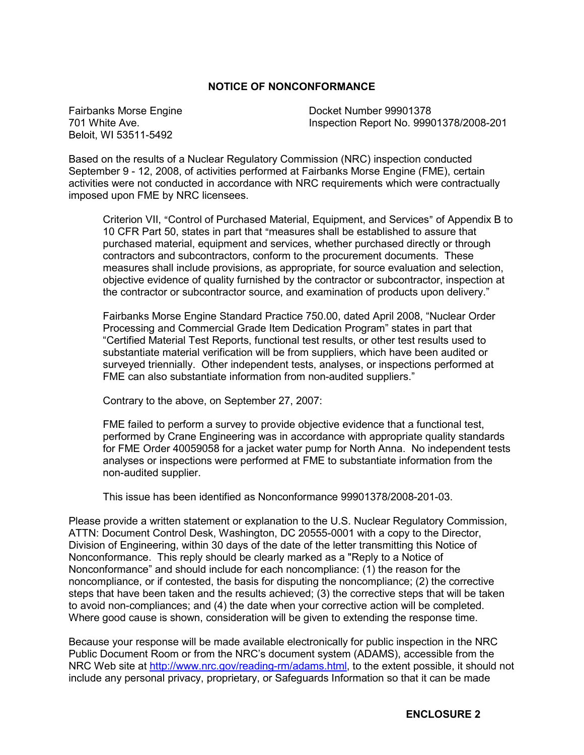## NOTICE OF NONCONFORMANCE

Fairbanks Morse Engine
701 White Ave.
Beloit, WI 53511-5492

Docket Number 99901378
Inspection Report No. 99901378/2008-201

Based on the results of a Nuclear Regulatory Commission (NRC) inspection conducted September 9 - 12, 2008, of activities performed at Fairbanks Morse Engine (FME), certain activities were not conducted in accordance with NRC requirements which were contractually imposed upon FME by NRC licensees.

> Criterion VII, "Control of Purchased Material, Equipment, and Services" of Appendix B to 10 CFR Part 50, states in part that "measures shall be established to assure that purchased material, equipment and services, whether purchased directly or through contractors and subcontractors, conform to the procurement documents. These measures shall include provisions, as appropriate, for source evaluation and selection, objective evidence of quality furnished by the contractor or subcontractor, inspection at the contractor or subcontractor source, and examination of products upon delivery."
>
> Fairbanks Morse Engine Standard Practice 750.00, dated April 2008, "Nuclear Order Processing and Commercial Grade Item Dedication Program" states in part that "Certified Material Test Reports, functional test results, or other test results used to substantiate material verification will be from suppliers, which have been audited or surveyed triennially. Other independent tests, analyses, or inspections performed at FME can also substantiate information from non-audited suppliers."
>
> Contrary to the above, on September 27, 2007:
>
> FME failed to perform a survey to provide objective evidence that a functional test, performed by Crane Engineering was in accordance with appropriate quality standards for FME Order 40059058 for a jacket water pump for North Anna. No independent tests analyses or inspections were performed at FME to substantiate information from the non-audited supplier.
>
> This issue has been identified as Nonconformance 99901378/2008-201-03.

Please provide a written statement or explanation to the U.S. Nuclear Regulatory Commission, ATTN: Document Control Desk, Washington, DC 20555-0001 with a copy to the Director, Division of Engineering, within 30 days of the date of the letter transmitting this Notice of Nonconformance. This reply should be clearly marked as a "Reply to a Notice of Nonconformance" and should include for each noncompliance: (1) the reason for the noncompliance, or if contested, the basis for disputing the noncompliance; (2) the corrective steps that have been taken and the results achieved; (3) the corrective steps that will be taken to avoid non-compliances; and (4) the date when your corrective action will be completed. Where good cause is shown, consideration will be given to extending the response time.

Because your response will be made available electronically for public inspection in the NRC Public Document Room or from the NRC's document system (ADAMS), accessible from the NRC Web site at http://www.nrc.gov/reading-rm/adams.html, to the extent possible, it should not include any personal privacy, proprietary, or Safeguards Information so that it can be made

**ENCLOSURE 2**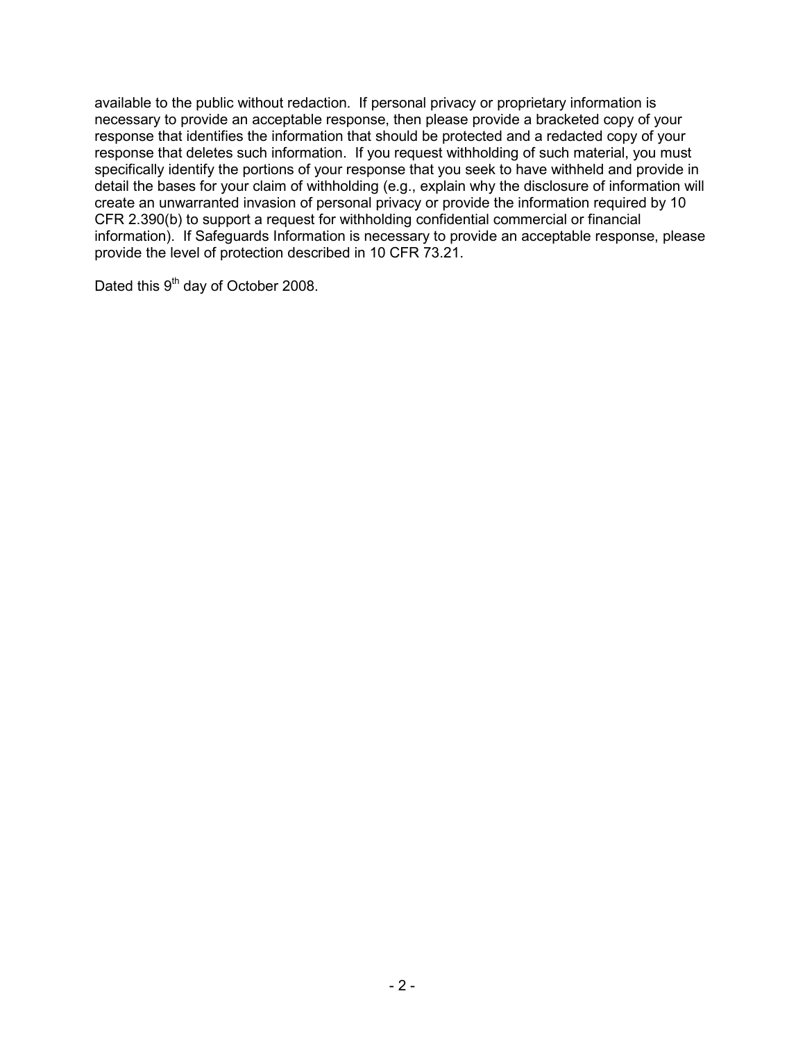available to the public without redaction. If personal privacy or proprietary information is necessary to provide an acceptable response, then please provide a bracketed copy of your response that identifies the information that should be protected and a redacted copy of your response that deletes such information. If you request withholding of such material, you must specifically identify the portions of your response that you seek to have withheld and provide in detail the bases for your claim of withholding (e.g., explain why the disclosure of information will create an unwarranted invasion of personal privacy or provide the information required by 10 CFR 2.390(b) to support a request for withholding confidential commercial or financial information). If Safeguards Information is necessary to provide an acceptable response, please provide the level of protection described in 10 CFR 73.21.

Dated this 9th day of October 2008.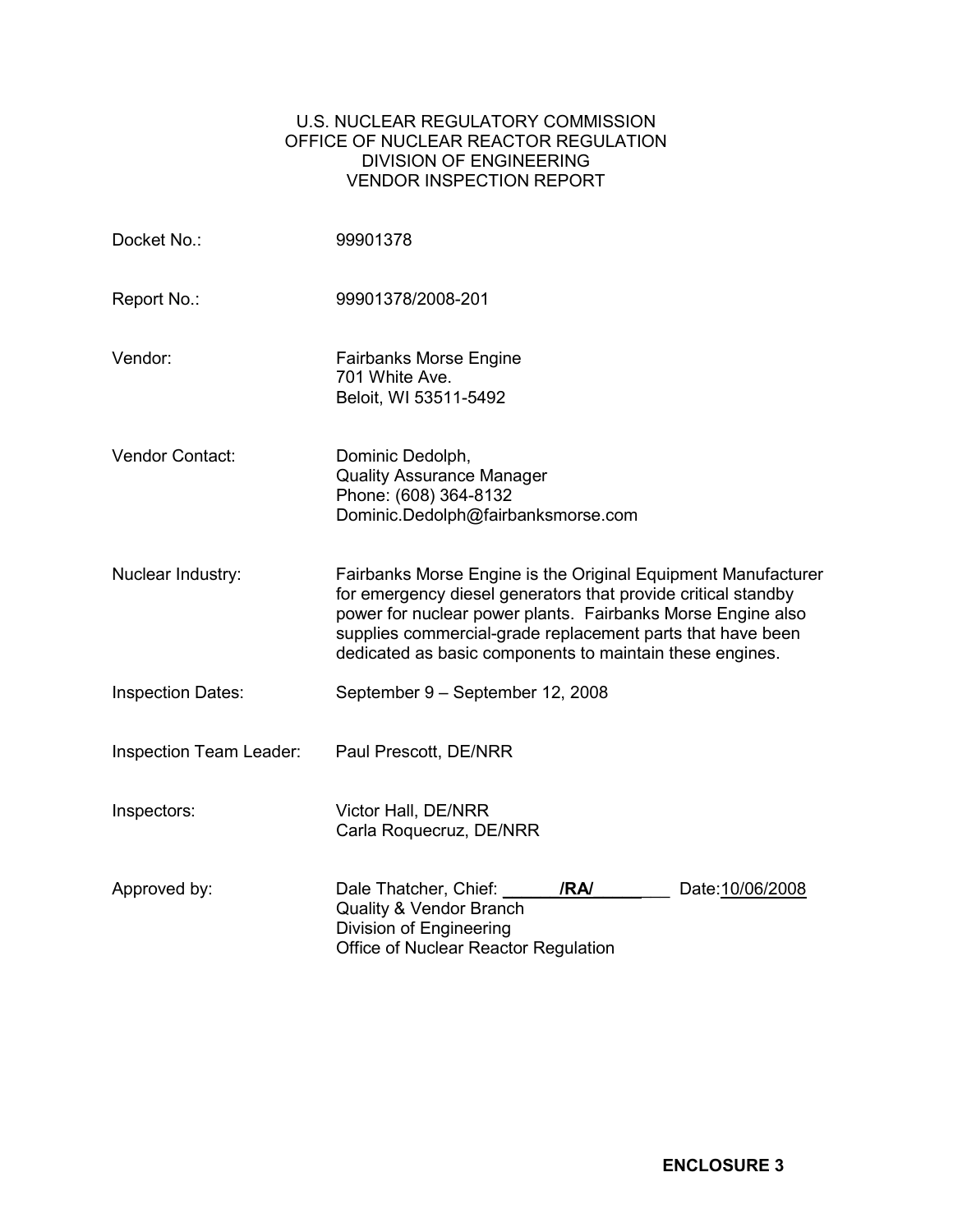U.S. NUCLEAR REGULATORY COMMISSION
OFFICE OF NUCLEAR REACTOR REGULATION
DIVISION OF ENGINEERING
VENDOR INSPECTION REPORT

| | |
|---|---|
| Docket No.: | 99901378 |
| Report No.: | 99901378/2008-201 |
| Vendor: | Fairbanks Morse Engine<br>701 White Ave.<br>Beloit, WI 53511-5492 |
| Vendor Contact: | Dominic Dedolph,<br>Quality Assurance Manager<br>Phone: (608) 364-8132<br>Dominic.Dedolph@fairbanksmorse.com |
| Nuclear Industry: | Fairbanks Morse Engine is the Original Equipment Manufacturer for emergency diesel generators that provide critical standby power for nuclear power plants. Fairbanks Morse Engine also supplies commercial-grade replacement parts that have been dedicated as basic components to maintain these engines. |
| Inspection Dates: | September 9 – September 12, 2008 |
| Inspection Team Leader: | Paul Prescott, DE/NRR |
| Inspectors: | Victor Hall, DE/NRR<br>Carla Roquecruz, DE/NRR |
| Approved by: | Dale Thatcher, Chief: **/RA/** Date: 10/06/2008<br>Quality & Vendor Branch<br>Division of Engineering<br>Office of Nuclear Reactor Regulation |

**ENCLOSURE 3**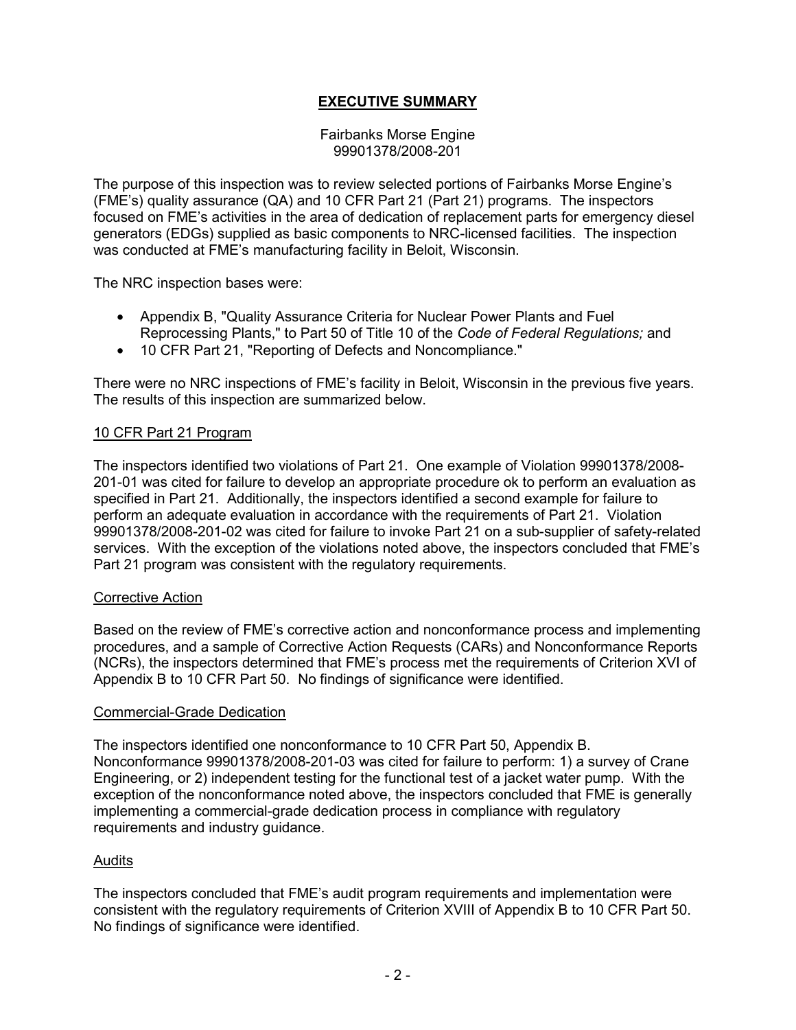## **EXECUTIVE SUMMARY**

Fairbanks Morse Engine
99901378/2008-201

The purpose of this inspection was to review selected portions of Fairbanks Morse Engine's (FME's) quality assurance (QA) and 10 CFR Part 21 (Part 21) programs. The inspectors focused on FME's activities in the area of dedication of replacement parts for emergency diesel generators (EDGs) supplied as basic components to NRC-licensed facilities. The inspection was conducted at FME's manufacturing facility in Beloit, Wisconsin.

The NRC inspection bases were:

- Appendix B, "Quality Assurance Criteria for Nuclear Power Plants and Fuel Reprocessing Plants," to Part 50 of Title 10 of the *Code of Federal Regulations;* and
- 10 CFR Part 21, "Reporting of Defects and Noncompliance."

There were no NRC inspections of FME's facility in Beloit, Wisconsin in the previous five years. The results of this inspection are summarized below.

### 10 CFR Part 21 Program

The inspectors identified two violations of Part 21. One example of Violation 99901378/2008-201-01 was cited for failure to develop an appropriate procedure ok to perform an evaluation as specified in Part 21. Additionally, the inspectors identified a second example for failure to perform an adequate evaluation in accordance with the requirements of Part 21. Violation 99901378/2008-201-02 was cited for failure to invoke Part 21 on a sub-supplier of safety-related services. With the exception of the violations noted above, the inspectors concluded that FME's Part 21 program was consistent with the regulatory requirements.

### Corrective Action

Based on the review of FME's corrective action and nonconformance process and implementing procedures, and a sample of Corrective Action Requests (CARs) and Nonconformance Reports (NCRs), the inspectors determined that FME's process met the requirements of Criterion XVI of Appendix B to 10 CFR Part 50. No findings of significance were identified.

### Commercial-Grade Dedication

The inspectors identified one nonconformance to 10 CFR Part 50, Appendix B. Nonconformance 99901378/2008-201-03 was cited for failure to perform: 1) a survey of Crane Engineering, or 2) independent testing for the functional test of a jacket water pump. With the exception of the nonconformance noted above, the inspectors concluded that FME is generally implementing a commercial-grade dedication process in compliance with regulatory requirements and industry guidance.

### Audits

The inspectors concluded that FME's audit program requirements and implementation were consistent with the regulatory requirements of Criterion XVIII of Appendix B to 10 CFR Part 50. No findings of significance were identified.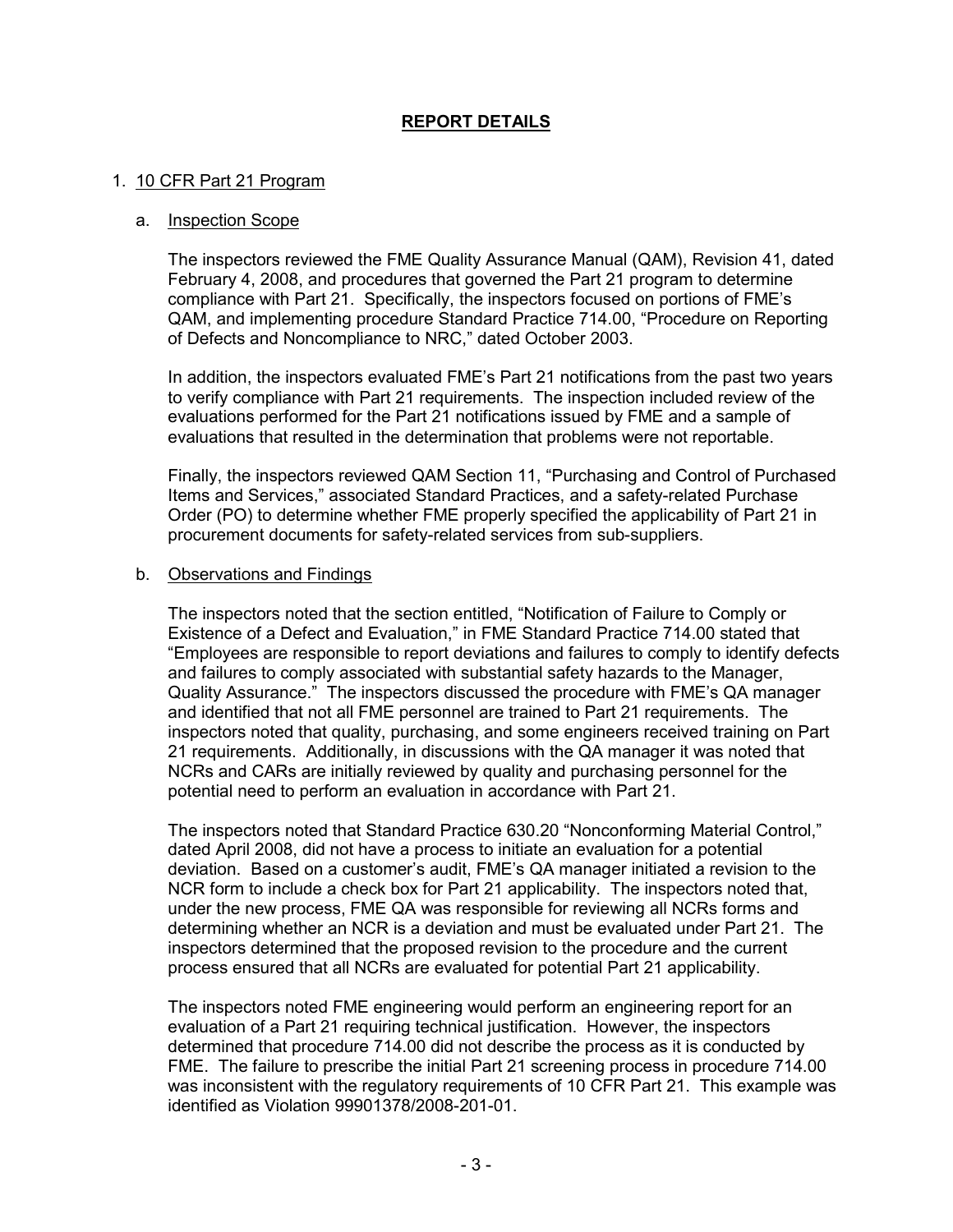# REPORT DETAILS

## 1. 10 CFR Part 21 Program

### a. Inspection Scope

The inspectors reviewed the FME Quality Assurance Manual (QAM), Revision 41, dated February 4, 2008, and procedures that governed the Part 21 program to determine compliance with Part 21. Specifically, the inspectors focused on portions of FME's QAM, and implementing procedure Standard Practice 714.00, "Procedure on Reporting of Defects and Noncompliance to NRC," dated October 2003.

In addition, the inspectors evaluated FME's Part 21 notifications from the past two years to verify compliance with Part 21 requirements. The inspection included review of the evaluations performed for the Part 21 notifications issued by FME and a sample of evaluations that resulted in the determination that problems were not reportable.

Finally, the inspectors reviewed QAM Section 11, "Purchasing and Control of Purchased Items and Services," associated Standard Practices, and a safety-related Purchase Order (PO) to determine whether FME properly specified the applicability of Part 21 in procurement documents for safety-related services from sub-suppliers.

### b. Observations and Findings

The inspectors noted that the section entitled, "Notification of Failure to Comply or Existence of a Defect and Evaluation," in FME Standard Practice 714.00 stated that "Employees are responsible to report deviations and failures to comply to identify defects and failures to comply associated with substantial safety hazards to the Manager, Quality Assurance." The inspectors discussed the procedure with FME's QA manager and identified that not all FME personnel are trained to Part 21 requirements. The inspectors noted that quality, purchasing, and some engineers received training on Part 21 requirements. Additionally, in discussions with the QA manager it was noted that NCRs and CARs are initially reviewed by quality and purchasing personnel for the potential need to perform an evaluation in accordance with Part 21.

The inspectors noted that Standard Practice 630.20 "Nonconforming Material Control," dated April 2008, did not have a process to initiate an evaluation for a potential deviation. Based on a customer's audit, FME's QA manager initiated a revision to the NCR form to include a check box for Part 21 applicability. The inspectors noted that, under the new process, FME QA was responsible for reviewing all NCRs forms and determining whether an NCR is a deviation and must be evaluated under Part 21. The inspectors determined that the proposed revision to the procedure and the current process ensured that all NCRs are evaluated for potential Part 21 applicability.

The inspectors noted FME engineering would perform an engineering report for an evaluation of a Part 21 requiring technical justification. However, the inspectors determined that procedure 714.00 did not describe the process as it is conducted by FME. The failure to prescribe the initial Part 21 screening process in procedure 714.00 was inconsistent with the regulatory requirements of 10 CFR Part 21. This example was identified as Violation 99901378/2008-201-01.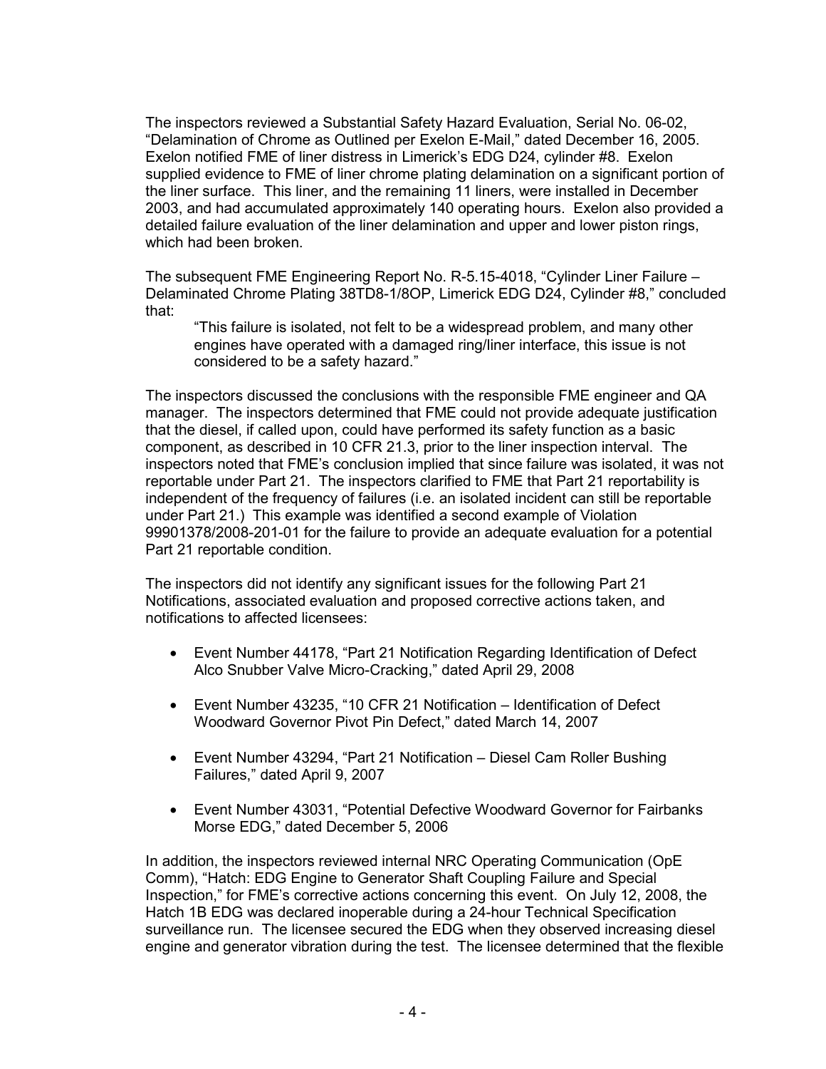The inspectors reviewed a Substantial Safety Hazard Evaluation, Serial No. 06-02, "Delamination of Chrome as Outlined per Exelon E-Mail," dated December 16, 2005. Exelon notified FME of liner distress in Limerick's EDG D24, cylinder #8. Exelon supplied evidence to FME of liner chrome plating delamination on a significant portion of the liner surface. This liner, and the remaining 11 liners, were installed in December 2003, and had accumulated approximately 140 operating hours. Exelon also provided a detailed failure evaluation of the liner delamination and upper and lower piston rings, which had been broken.

The subsequent FME Engineering Report No. R-5.15-4018, "Cylinder Liner Failure – Delaminated Chrome Plating 38TD8-1/8OP, Limerick EDG D24, Cylinder #8," concluded that:

> "This failure is isolated, not felt to be a widespread problem, and many other engines have operated with a damaged ring/liner interface, this issue is not considered to be a safety hazard."

The inspectors discussed the conclusions with the responsible FME engineer and QA manager. The inspectors determined that FME could not provide adequate justification that the diesel, if called upon, could have performed its safety function as a basic component, as described in 10 CFR 21.3, prior to the liner inspection interval. The inspectors noted that FME's conclusion implied that since failure was isolated, it was not reportable under Part 21. The inspectors clarified to FME that Part 21 reportability is independent of the frequency of failures (i.e. an isolated incident can still be reportable under Part 21.) This example was identified a second example of Violation 99901378/2008-201-01 for the failure to provide an adequate evaluation for a potential Part 21 reportable condition.

The inspectors did not identify any significant issues for the following Part 21 Notifications, associated evaluation and proposed corrective actions taken, and notifications to affected licensees:

- Event Number 44178, "Part 21 Notification Regarding Identification of Defect Alco Snubber Valve Micro-Cracking," dated April 29, 2008
- Event Number 43235, "10 CFR 21 Notification – Identification of Defect Woodward Governor Pivot Pin Defect," dated March 14, 2007
- Event Number 43294, "Part 21 Notification – Diesel Cam Roller Bushing Failures," dated April 9, 2007
- Event Number 43031, "Potential Defective Woodward Governor for Fairbanks Morse EDG," dated December 5, 2006

In addition, the inspectors reviewed internal NRC Operating Communication (OpE Comm), "Hatch: EDG Engine to Generator Shaft Coupling Failure and Special Inspection," for FME's corrective actions concerning this event. On July 12, 2008, the Hatch 1B EDG was declared inoperable during a 24-hour Technical Specification surveillance run. The licensee secured the EDG when they observed increasing diesel engine and generator vibration during the test. The licensee determined that the flexible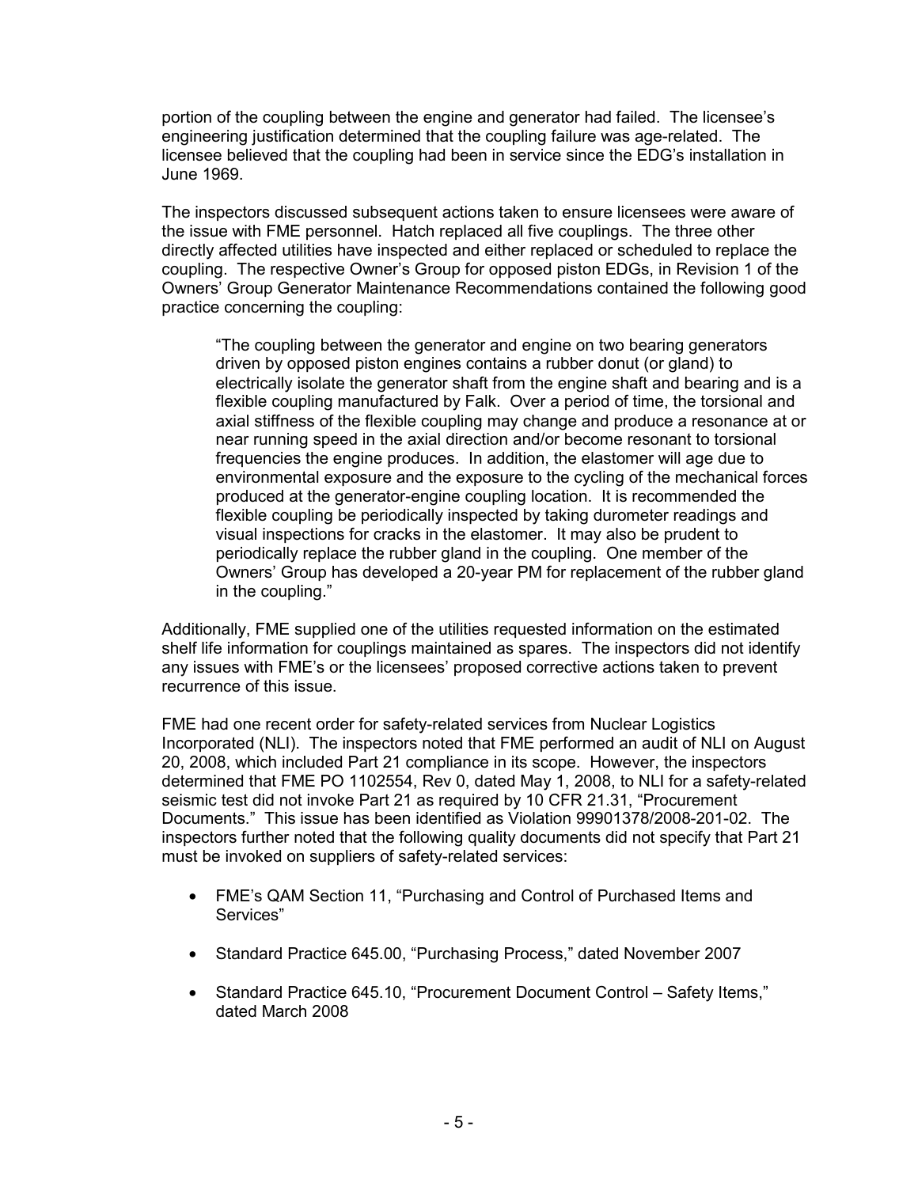portion of the coupling between the engine and generator had failed. The licensee's engineering justification determined that the coupling failure was age-related. The licensee believed that the coupling had been in service since the EDG's installation in June 1969.

The inspectors discussed subsequent actions taken to ensure licensees were aware of the issue with FME personnel. Hatch replaced all five couplings. The three other directly affected utilities have inspected and either replaced or scheduled to replace the coupling. The respective Owner's Group for opposed piston EDGs, in Revision 1 of the Owners' Group Generator Maintenance Recommendations contained the following good practice concerning the coupling:

> "The coupling between the generator and engine on two bearing generators driven by opposed piston engines contains a rubber donut (or gland) to electrically isolate the generator shaft from the engine shaft and bearing and is a flexible coupling manufactured by Falk. Over a period of time, the torsional and axial stiffness of the flexible coupling may change and produce a resonance at or near running speed in the axial direction and/or become resonant to torsional frequencies the engine produces. In addition, the elastomer will age due to environmental exposure and the exposure to the cycling of the mechanical forces produced at the generator-engine coupling location. It is recommended the flexible coupling be periodically inspected by taking durometer readings and visual inspections for cracks in the elastomer. It may also be prudent to periodically replace the rubber gland in the coupling. One member of the Owners' Group has developed a 20-year PM for replacement of the rubber gland in the coupling."

Additionally, FME supplied one of the utilities requested information on the estimated shelf life information for couplings maintained as spares. The inspectors did not identify any issues with FME's or the licensees' proposed corrective actions taken to prevent recurrence of this issue.

FME had one recent order for safety-related services from Nuclear Logistics Incorporated (NLI). The inspectors noted that FME performed an audit of NLI on August 20, 2008, which included Part 21 compliance in its scope. However, the inspectors determined that FME PO 1102554, Rev 0, dated May 1, 2008, to NLI for a safety-related seismic test did not invoke Part 21 as required by 10 CFR 21.31, "Procurement Documents." This issue has been identified as Violation 99901378/2008-201-02. The inspectors further noted that the following quality documents did not specify that Part 21 must be invoked on suppliers of safety-related services:

- FME's QAM Section 11, "Purchasing and Control of Purchased Items and Services"
- Standard Practice 645.00, "Purchasing Process," dated November 2007
- Standard Practice 645.10, "Procurement Document Control – Safety Items," dated March 2008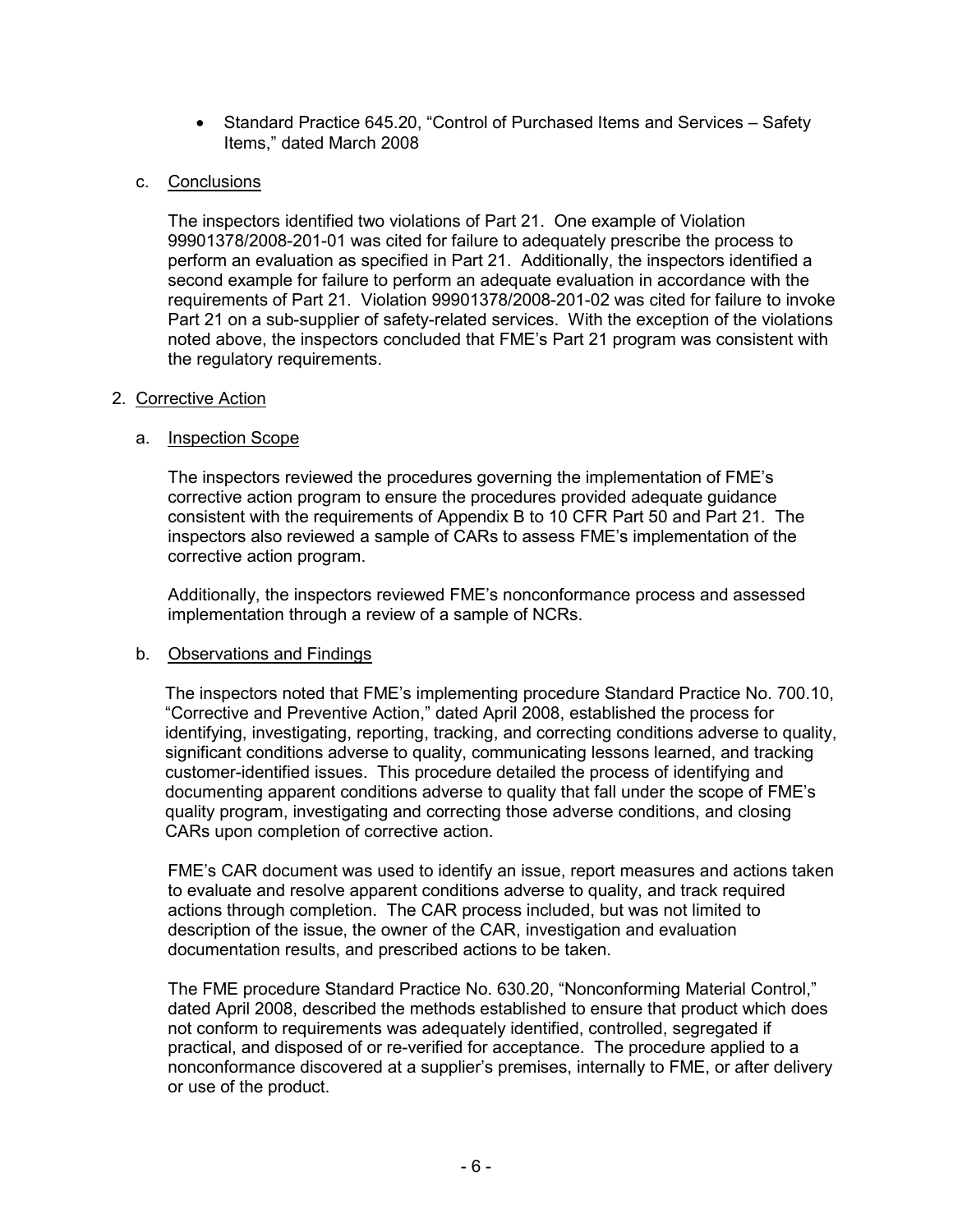- Standard Practice 645.20, "Control of Purchased Items and Services – Safety Items," dated March 2008

c. Conclusions

The inspectors identified two violations of Part 21. One example of Violation 99901378/2008-201-01 was cited for failure to adequately prescribe the process to perform an evaluation as specified in Part 21. Additionally, the inspectors identified a second example for failure to perform an adequate evaluation in accordance with the requirements of Part 21. Violation 99901378/2008-201-02 was cited for failure to invoke Part 21 on a sub-supplier of safety-related services. With the exception of the violations noted above, the inspectors concluded that FME's Part 21 program was consistent with the regulatory requirements.

2. Corrective Action

a. Inspection Scope

The inspectors reviewed the procedures governing the implementation of FME's corrective action program to ensure the procedures provided adequate guidance consistent with the requirements of Appendix B to 10 CFR Part 50 and Part 21. The inspectors also reviewed a sample of CARs to assess FME's implementation of the corrective action program.

Additionally, the inspectors reviewed FME's nonconformance process and assessed implementation through a review of a sample of NCRs.

b. Observations and Findings

The inspectors noted that FME's implementing procedure Standard Practice No. 700.10, "Corrective and Preventive Action," dated April 2008, established the process for identifying, investigating, reporting, tracking, and correcting conditions adverse to quality, significant conditions adverse to quality, communicating lessons learned, and tracking customer-identified issues. This procedure detailed the process of identifying and documenting apparent conditions adverse to quality that fall under the scope of FME's quality program, investigating and correcting those adverse conditions, and closing CARs upon completion of corrective action.

FME's CAR document was used to identify an issue, report measures and actions taken to evaluate and resolve apparent conditions adverse to quality, and track required actions through completion. The CAR process included, but was not limited to description of the issue, the owner of the CAR, investigation and evaluation documentation results, and prescribed actions to be taken.

The FME procedure Standard Practice No. 630.20, "Nonconforming Material Control," dated April 2008, described the methods established to ensure that product which does not conform to requirements was adequately identified, controlled, segregated if practical, and disposed of or re-verified for acceptance. The procedure applied to a nonconformance discovered at a supplier's premises, internally to FME, or after delivery or use of the product.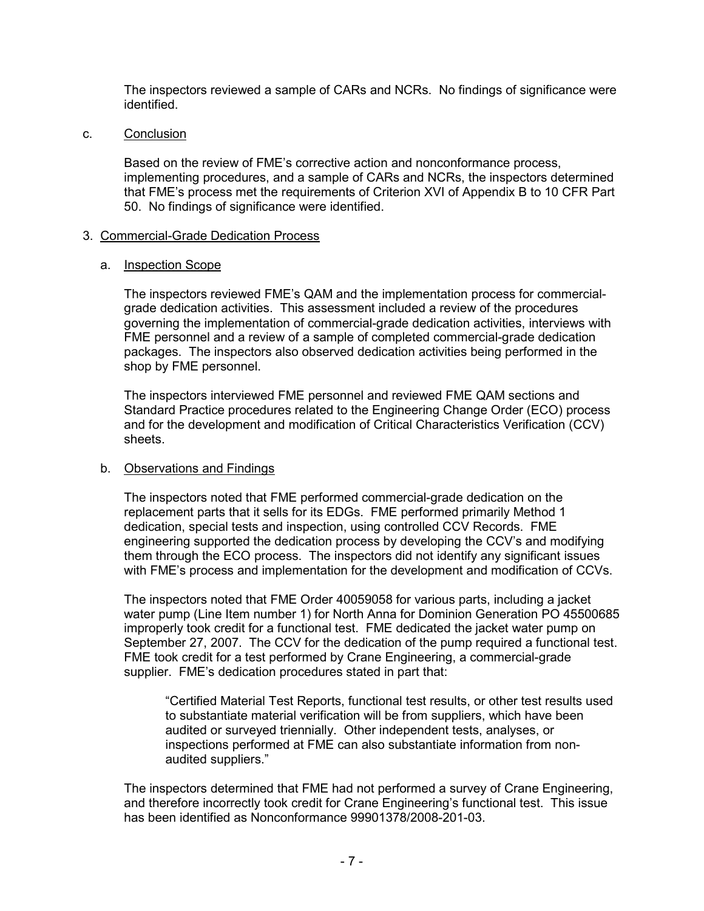The inspectors reviewed a sample of CARs and NCRs. No findings of significance were identified.

c. Conclusion

Based on the review of FME's corrective action and nonconformance process, implementing procedures, and a sample of CARs and NCRs, the inspectors determined that FME's process met the requirements of Criterion XVI of Appendix B to 10 CFR Part 50. No findings of significance were identified.

3. Commercial-Grade Dedication Process

a. Inspection Scope

The inspectors reviewed FME's QAM and the implementation process for commercial-grade dedication activities. This assessment included a review of the procedures governing the implementation of commercial-grade dedication activities, interviews with FME personnel and a review of a sample of completed commercial-grade dedication packages. The inspectors also observed dedication activities being performed in the shop by FME personnel.

The inspectors interviewed FME personnel and reviewed FME QAM sections and Standard Practice procedures related to the Engineering Change Order (ECO) process and for the development and modification of Critical Characteristics Verification (CCV) sheets.

b. Observations and Findings

The inspectors noted that FME performed commercial-grade dedication on the replacement parts that it sells for its EDGs. FME performed primarily Method 1 dedication, special tests and inspection, using controlled CCV Records. FME engineering supported the dedication process by developing the CCV's and modifying them through the ECO process. The inspectors did not identify any significant issues with FME's process and implementation for the development and modification of CCVs.

The inspectors noted that FME Order 40059058 for various parts, including a jacket water pump (Line Item number 1) for North Anna for Dominion Generation PO 45500685 improperly took credit for a functional test. FME dedicated the jacket water pump on September 27, 2007. The CCV for the dedication of the pump required a functional test. FME took credit for a test performed by Crane Engineering, a commercial-grade supplier. FME's dedication procedures stated in part that:

> "Certified Material Test Reports, functional test results, or other test results used to substantiate material verification will be from suppliers, which have been audited or surveyed triennially. Other independent tests, analyses, or inspections performed at FME can also substantiate information from non-audited suppliers."

The inspectors determined that FME had not performed a survey of Crane Engineering, and therefore incorrectly took credit for Crane Engineering's functional test. This issue has been identified as Nonconformance 99901378/2008-201-03.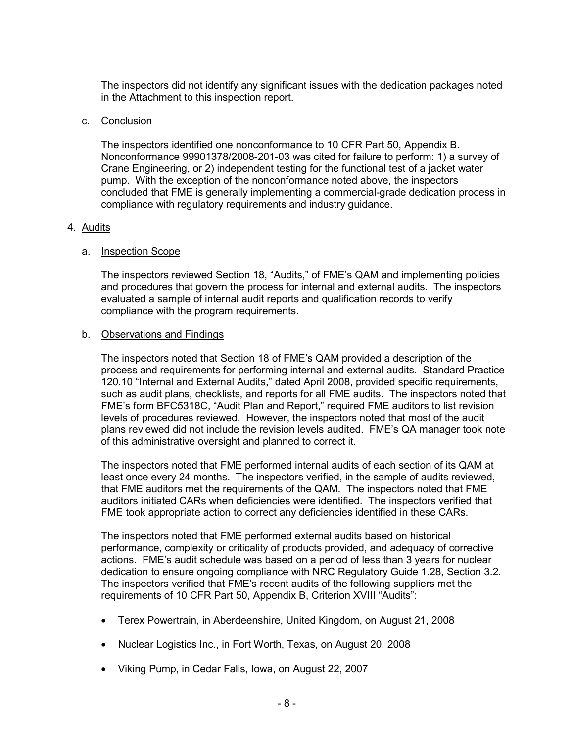The inspectors did not identify any significant issues with the dedication packages noted in the Attachment to this inspection report.

c. Conclusion

The inspectors identified one nonconformance to 10 CFR Part 50, Appendix B. Nonconformance 99901378/2008-201-03 was cited for failure to perform: 1) a survey of Crane Engineering, or 2) independent testing for the functional test of a jacket water pump. With the exception of the nonconformance noted above, the inspectors concluded that FME is generally implementing a commercial-grade dedication process in compliance with regulatory requirements and industry guidance.

4. Audits

a. Inspection Scope

The inspectors reviewed Section 18, "Audits," of FME's QAM and implementing policies and procedures that govern the process for internal and external audits. The inspectors evaluated a sample of internal audit reports and qualification records to verify compliance with the program requirements.

b. Observations and Findings

The inspectors noted that Section 18 of FME's QAM provided a description of the process and requirements for performing internal and external audits. Standard Practice 120.10 "Internal and External Audits," dated April 2008, provided specific requirements, such as audit plans, checklists, and reports for all FME audits. The inspectors noted that FME's form BFC5318C, "Audit Plan and Report," required FME auditors to list revision levels of procedures reviewed. However, the inspectors noted that most of the audit plans reviewed did not include the revision levels audited. FME's QA manager took note of this administrative oversight and planned to correct it.

The inspectors noted that FME performed internal audits of each section of its QAM at least once every 24 months. The inspectors verified, in the sample of audits reviewed, that FME auditors met the requirements of the QAM. The inspectors noted that FME auditors initiated CARs when deficiencies were identified. The inspectors verified that FME took appropriate action to correct any deficiencies identified in these CARs.

The inspectors noted that FME performed external audits based on historical performance, complexity or criticality of products provided, and adequacy of corrective actions. FME's audit schedule was based on a period of less than 3 years for nuclear dedication to ensure ongoing compliance with NRC Regulatory Guide 1.28, Section 3.2. The inspectors verified that FME's recent audits of the following suppliers met the requirements of 10 CFR Part 50, Appendix B, Criterion XVIII "Audits":

- Terex Powertrain, in Aberdeenshire, United Kingdom, on August 21, 2008
- Nuclear Logistics Inc., in Fort Worth, Texas, on August 20, 2008
- Viking Pump, in Cedar Falls, Iowa, on August 22, 2007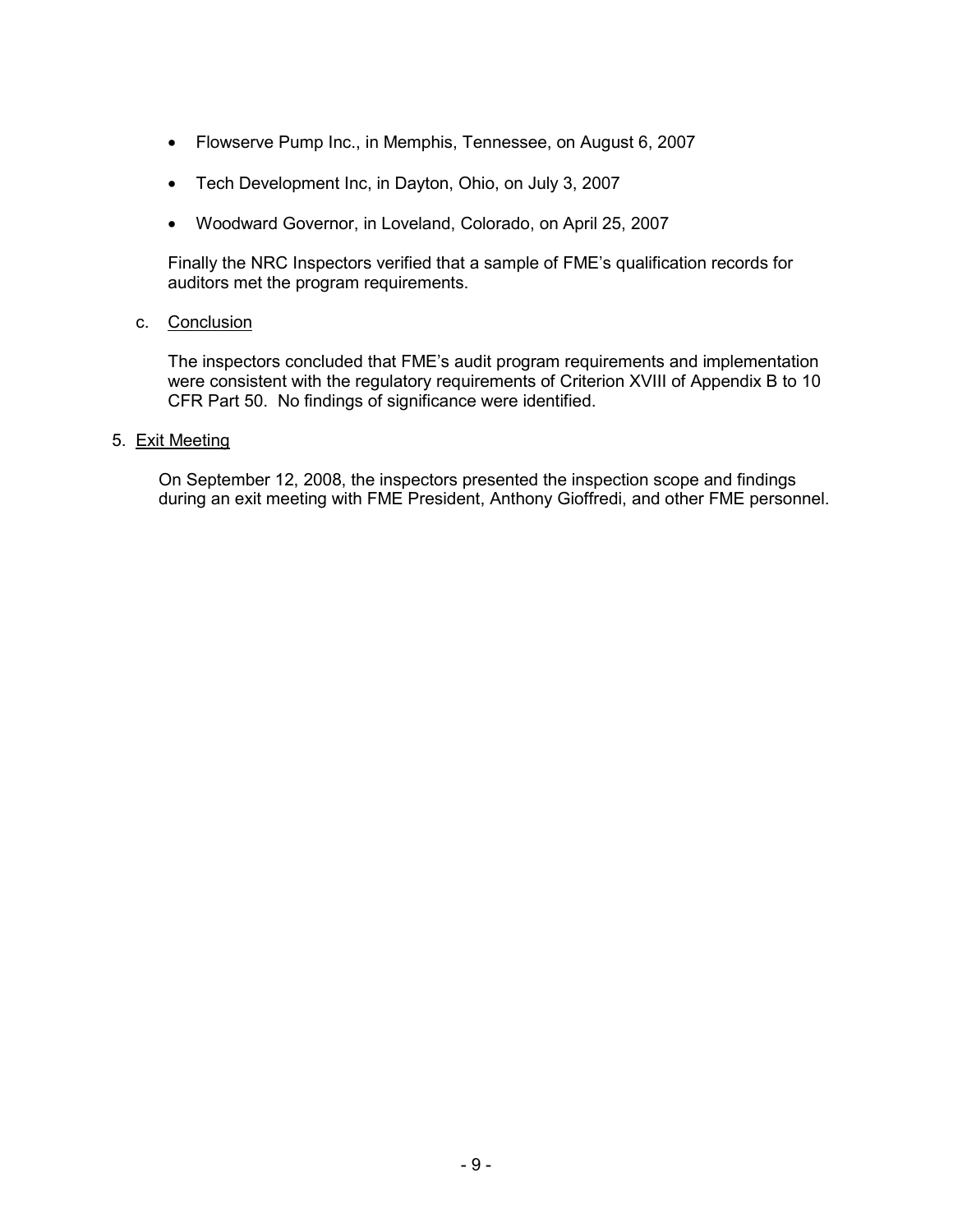- Flowserve Pump Inc., in Memphis, Tennessee, on August 6, 2007
- Tech Development Inc, in Dayton, Ohio, on July 3, 2007
- Woodward Governor, in Loveland, Colorado, on April 25, 2007

Finally the NRC Inspectors verified that a sample of FME's qualification records for auditors met the program requirements.

c. Conclusion

The inspectors concluded that FME's audit program requirements and implementation were consistent with the regulatory requirements of Criterion XVIII of Appendix B to 10 CFR Part 50. No findings of significance were identified.

5. Exit Meeting

On September 12, 2008, the inspectors presented the inspection scope and findings during an exit meeting with FME President, Anthony Gioffredi, and other FME personnel.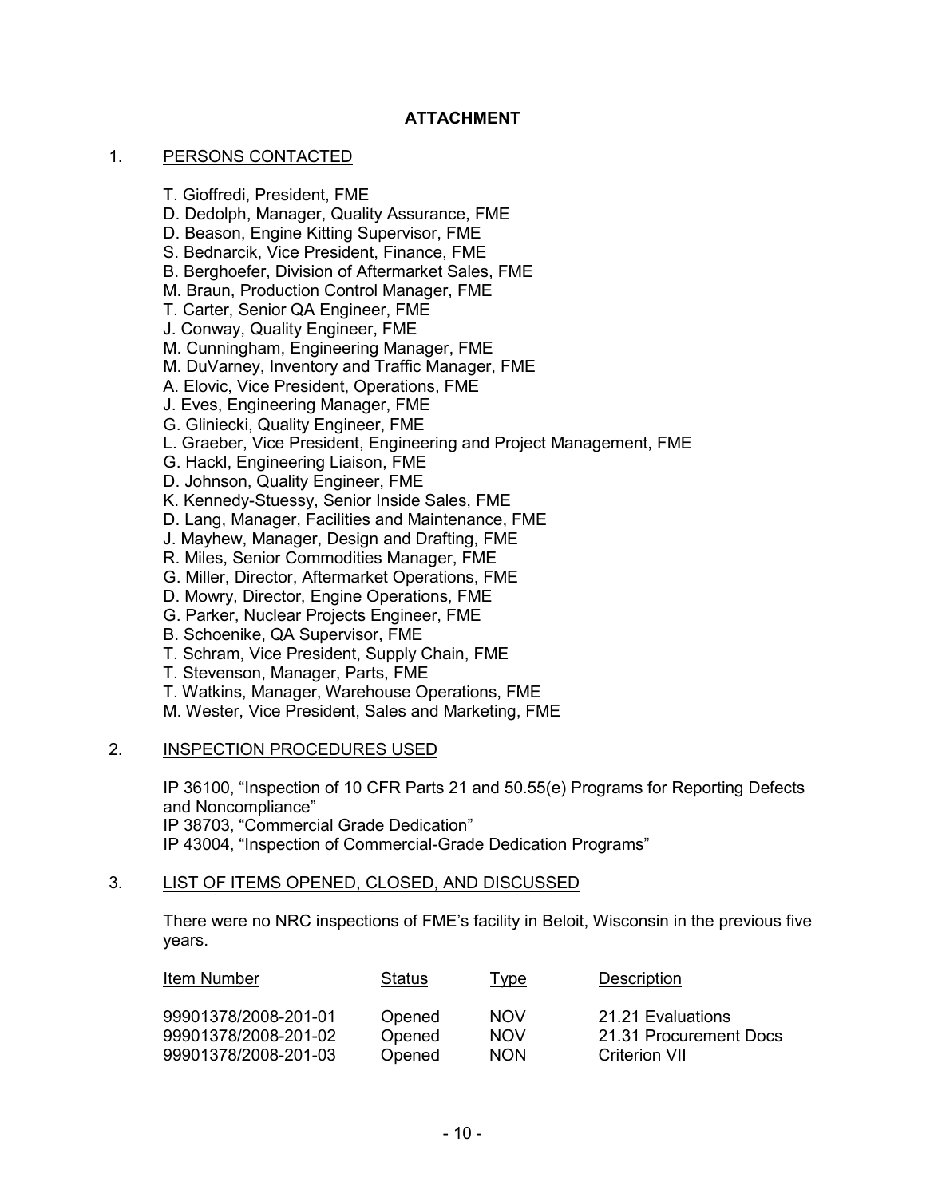# ATTACHMENT

## 1. PERSONS CONTACTED

T. Gioffredi, President, FME
D. Dedolph, Manager, Quality Assurance, FME
D. Beason, Engine Kitting Supervisor, FME
S. Bednarcik, Vice President, Finance, FME
B. Berghoefer, Division of Aftermarket Sales, FME
M. Braun, Production Control Manager, FME
T. Carter, Senior QA Engineer, FME
J. Conway, Quality Engineer, FME
M. Cunningham, Engineering Manager, FME
M. DuVarney, Inventory and Traffic Manager, FME
A. Elovic, Vice President, Operations, FME
J. Eves, Engineering Manager, FME
G. Gliniecki, Quality Engineer, FME
L. Graeber, Vice President, Engineering and Project Management, FME
G. Hackl, Engineering Liaison, FME
D. Johnson, Quality Engineer, FME
K. Kennedy-Stuessy, Senior Inside Sales, FME
D. Lang, Manager, Facilities and Maintenance, FME
J. Mayhew, Manager, Design and Drafting, FME
R. Miles, Senior Commodities Manager, FME
G. Miller, Director, Aftermarket Operations, FME
D. Mowry, Director, Engine Operations, FME
G. Parker, Nuclear Projects Engineer, FME
B. Schoenike, QA Supervisor, FME
T. Schram, Vice President, Supply Chain, FME
T. Stevenson, Manager, Parts, FME
T. Watkins, Manager, Warehouse Operations, FME
M. Wester, Vice President, Sales and Marketing, FME

## 2. INSPECTION PROCEDURES USED

IP 36100, "Inspection of 10 CFR Parts 21 and 50.55(e) Programs for Reporting Defects and Noncompliance"
IP 38703, "Commercial Grade Dedication"
IP 43004, "Inspection of Commercial-Grade Dedication Programs"

## 3. LIST OF ITEMS OPENED, CLOSED, AND DISCUSSED

There were no NRC inspections of FME's facility in Beloit, Wisconsin in the previous five years.

| Item Number | Status | Type | Description |
|---|---|---|---|
| 99901378/2008-201-01 | Opened | NOV | 21.21 Evaluations |
| 99901378/2008-201-02 | Opened | NOV | 21.31 Procurement Docs |
| 99901378/2008-201-03 | Opened | NON | Criterion VII |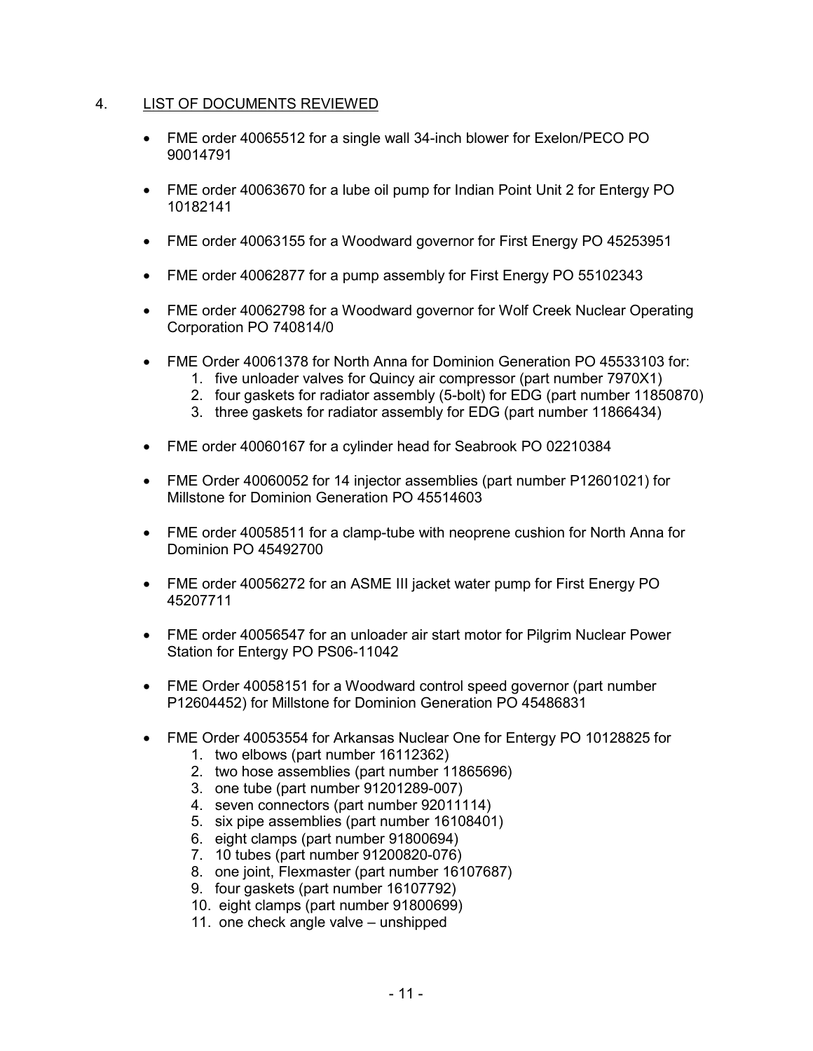## 4. LIST OF DOCUMENTS REVIEWED

- FME order 40065512 for a single wall 34-inch blower for Exelon/PECO PO 90014791
- FME order 40063670 for a lube oil pump for Indian Point Unit 2 for Entergy PO 10182141
- FME order 40063155 for a Woodward governor for First Energy PO 45253951
- FME order 40062877 for a pump assembly for First Energy PO 55102343
- FME order 40062798 for a Woodward governor for Wolf Creek Nuclear Operating Corporation PO 740814/0
- FME Order 40061378 for North Anna for Dominion Generation PO 45533103 for:
  1. five unloader valves for Quincy air compressor (part number 7970X1)
  2. four gaskets for radiator assembly (5-bolt) for EDG (part number 11850870)
  3. three gaskets for radiator assembly for EDG (part number 11866434)
- FME order 40060167 for a cylinder head for Seabrook PO 02210384
- FME Order 40060052 for 14 injector assemblies (part number P12601021) for Millstone for Dominion Generation PO 45514603
- FME order 40058511 for a clamp-tube with neoprene cushion for North Anna for Dominion PO 45492700
- FME order 40056272 for an ASME III jacket water pump for First Energy PO 45207711
- FME order 40056547 for an unloader air start motor for Pilgrim Nuclear Power Station for Entergy PO PS06-11042
- FME Order 40058151 for a Woodward control speed governor (part number P12604452) for Millstone for Dominion Generation PO 45486831
- FME Order 40053554 for Arkansas Nuclear One for Entergy PO 10128825 for
  1. two elbows (part number 16112362)
  2. two hose assemblies (part number 11865696)
  3. one tube (part number 91201289-007)
  4. seven connectors (part number 92011114)
  5. six pipe assemblies (part number 16108401)
  6. eight clamps (part number 91800694)
  7. 10 tubes (part number 91200820-076)
  8. one joint, Flexmaster (part number 16107687)
  9. four gaskets (part number 16107792)
  10. eight clamps (part number 91800699)
  11. one check angle valve – unshipped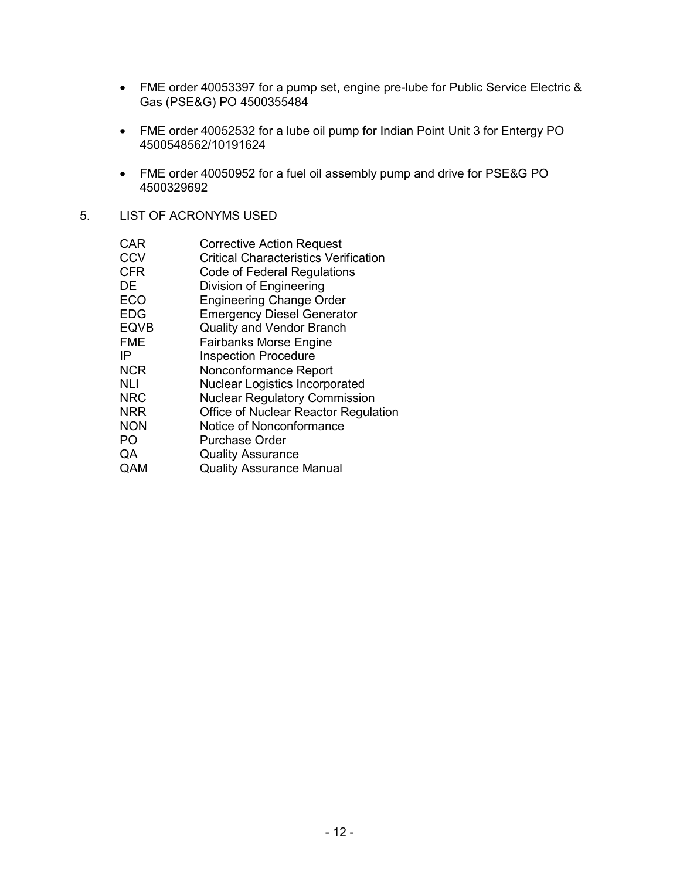- FME order 40053397 for a pump set, engine pre-lube for Public Service Electric & Gas (PSE&G) PO 4500355484

- FME order 40052532 for a lube oil pump for Indian Point Unit 3 for Entergy PO 4500548562/10191624

- FME order 40050952 for a fuel oil assembly pump and drive for PSE&G PO 4500329692

## 5. LIST OF ACRONYMS USED

| | |
|---|---|
| CAR | Corrective Action Request |
| CCV | Critical Characteristics Verification |
| CFR | Code of Federal Regulations |
| DE | Division of Engineering |
| ECO | Engineering Change Order |
| EDG | Emergency Diesel Generator |
| EQVB | Quality and Vendor Branch |
| FME | Fairbanks Morse Engine |
| IP | Inspection Procedure |
| NCR | Nonconformance Report |
| NLI | Nuclear Logistics Incorporated |
| NRC | Nuclear Regulatory Commission |
| NRR | Office of Nuclear Reactor Regulation |
| NON | Notice of Nonconformance |
| PO | Purchase Order |
| QA | Quality Assurance |
| QAM | Quality Assurance Manual |